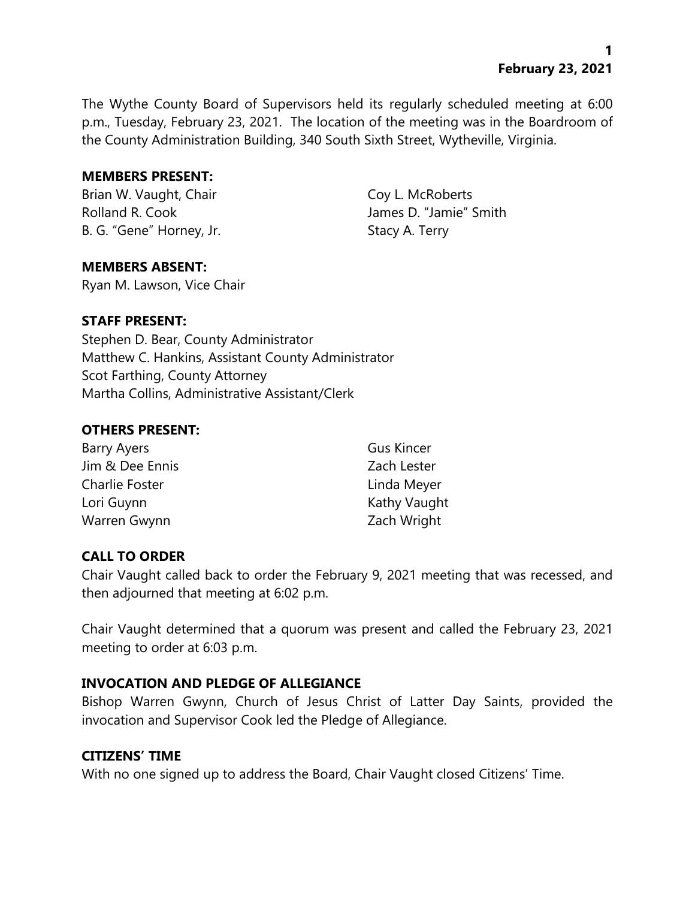The Wythe County Board of Supervisors held its regularly scheduled meeting at 6:00 p.m., Tuesday, February 23, 2021. The location of the meeting was in the Boardroom of the County Administration Building, 340 South Sixth Street, Wytheville, Virginia.

**MEMBERS PRESENT:**

Brian W. Vaught, Chair
Rolland R. Cook
B. G. "Gene" Horney, Jr.
Coy L. McRoberts
James D. "Jamie" Smith
Stacy A. Terry

**MEMBERS ABSENT:**

Ryan M. Lawson, Vice Chair

**STAFF PRESENT:**

Stephen D. Bear, County Administrator
Matthew C. Hankins, Assistant County Administrator
Scot Farthing, County Attorney
Martha Collins, Administrative Assistant/Clerk

**OTHERS PRESENT:**

Barry Ayers
Jim & Dee Ennis
Charlie Foster
Lori Guynn
Warren Gwynn
Gus Kincer
Zach Lester
Linda Meyer
Kathy Vaught
Zach Wright

**CALL TO ORDER**

Chair Vaught called back to order the February 9, 2021 meeting that was recessed, and then adjourned that meeting at 6:02 p.m.

Chair Vaught determined that a quorum was present and called the February 23, 2021 meeting to order at 6:03 p.m.

**INVOCATION AND PLEDGE OF ALLEGIANCE**

Bishop Warren Gwynn, Church of Jesus Christ of Latter Day Saints, provided the invocation and Supervisor Cook led the Pledge of Allegiance.

**CITIZENS' TIME**

With no one signed up to address the Board, Chair Vaught closed Citizens' Time.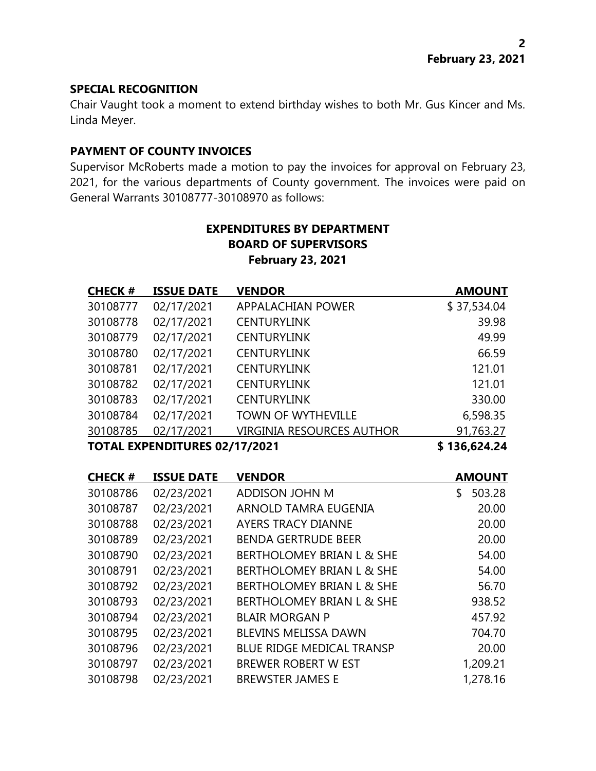## SPECIAL RECOGNITION

Chair Vaught took a moment to extend birthday wishes to both Mr. Gus Kincer and Ms. Linda Meyer.

## PAYMENT OF COUNTY INVOICES

Supervisor McRoberts made a motion to pay the invoices for approval on February 23, 2021, for the various departments of County government. The invoices were paid on General Warrants 30108777-30108970 as follows:

### EXPENDITURES BY DEPARTMENT
### BOARD OF SUPERVISORS
### February 23, 2021

| CHECK # | ISSUE DATE | VENDOR | AMOUNT |
|---|---|---|---|
| 30108777 | 02/17/2021 | APPALACHIAN POWER | $ 37,534.04 |
| 30108778 | 02/17/2021 | CENTURYLINK | 39.98 |
| 30108779 | 02/17/2021 | CENTURYLINK | 49.99 |
| 30108780 | 02/17/2021 | CENTURYLINK | 66.59 |
| 30108781 | 02/17/2021 | CENTURYLINK | 121.01 |
| 30108782 | 02/17/2021 | CENTURYLINK | 121.01 |
| 30108783 | 02/17/2021 | CENTURYLINK | 330.00 |
| 30108784 | 02/17/2021 | TOWN OF WYTHEVILLE | 6,598.35 |
| 30108785 | 02/17/2021 | VIRGINIA RESOURCES AUTHOR | 91,763.27 |
| **TOTAL EXPENDITURES 02/17/2021** | | | **$ 136,624.24** |

| CHECK # | ISSUE DATE | VENDOR | AMOUNT |
|---|---|---|---|
| 30108786 | 02/23/2021 | ADDISON JOHN M | $ 503.28 |
| 30108787 | 02/23/2021 | ARNOLD TAMRA EUGENIA | 20.00 |
| 30108788 | 02/23/2021 | AYERS TRACY DIANNE | 20.00 |
| 30108789 | 02/23/2021 | BENDA GERTRUDE BEER | 20.00 |
| 30108790 | 02/23/2021 | BERTHOLOMEY BRIAN L & SHE | 54.00 |
| 30108791 | 02/23/2021 | BERTHOLOMEY BRIAN L & SHE | 54.00 |
| 30108792 | 02/23/2021 | BERTHOLOMEY BRIAN L & SHE | 56.70 |
| 30108793 | 02/23/2021 | BERTHOLOMEY BRIAN L & SHE | 938.52 |
| 30108794 | 02/23/2021 | BLAIR MORGAN P | 457.92 |
| 30108795 | 02/23/2021 | BLEVINS MELISSA DAWN | 704.70 |
| 30108796 | 02/23/2021 | BLUE RIDGE MEDICAL TRANSP | 20.00 |
| 30108797 | 02/23/2021 | BREWER ROBERT W EST | 1,209.21 |
| 30108798 | 02/23/2021 | BREWSTER JAMES E | 1,278.16 |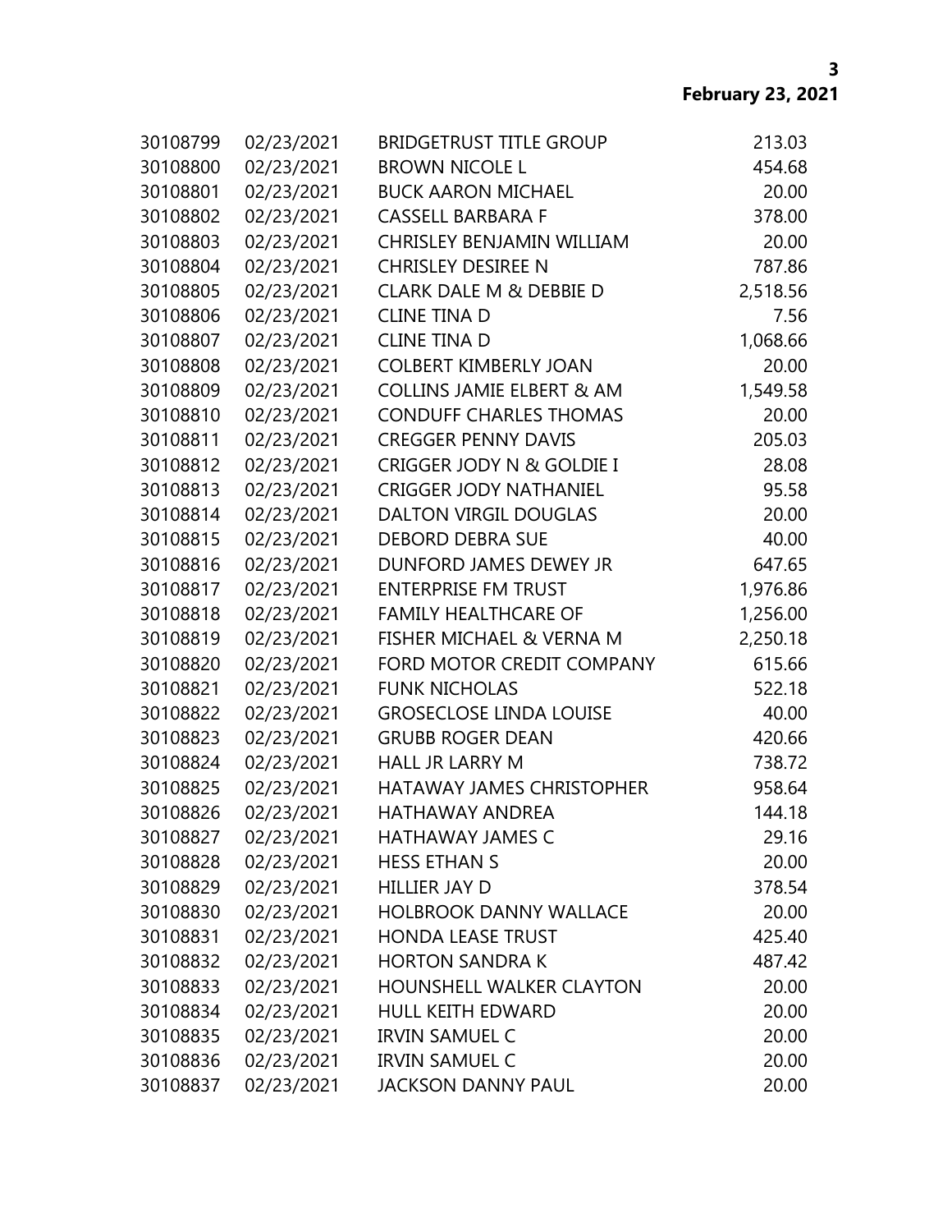| | | | |
|---|---|---|---|
| 30108799 | 02/23/2021 | BRIDGETRUST TITLE GROUP | 213.03 |
| 30108800 | 02/23/2021 | BROWN NICOLE L | 454.68 |
| 30108801 | 02/23/2021 | BUCK AARON MICHAEL | 20.00 |
| 30108802 | 02/23/2021 | CASSELL BARBARA F | 378.00 |
| 30108803 | 02/23/2021 | CHRISLEY BENJAMIN WILLIAM | 20.00 |
| 30108804 | 02/23/2021 | CHRISLEY DESIREE N | 787.86 |
| 30108805 | 02/23/2021 | CLARK DALE M & DEBBIE D | 2,518.56 |
| 30108806 | 02/23/2021 | CLINE TINA D | 7.56 |
| 30108807 | 02/23/2021 | CLINE TINA D | 1,068.66 |
| 30108808 | 02/23/2021 | COLBERT KIMBERLY JOAN | 20.00 |
| 30108809 | 02/23/2021 | COLLINS JAMIE ELBERT & AM | 1,549.58 |
| 30108810 | 02/23/2021 | CONDUFF CHARLES THOMAS | 20.00 |
| 30108811 | 02/23/2021 | CREGGER PENNY DAVIS | 205.03 |
| 30108812 | 02/23/2021 | CRIGGER JODY N & GOLDIE I | 28.08 |
| 30108813 | 02/23/2021 | CRIGGER JODY NATHANIEL | 95.58 |
| 30108814 | 02/23/2021 | DALTON VIRGIL DOUGLAS | 20.00 |
| 30108815 | 02/23/2021 | DEBORD DEBRA SUE | 40.00 |
| 30108816 | 02/23/2021 | DUNFORD JAMES DEWEY JR | 647.65 |
| 30108817 | 02/23/2021 | ENTERPRISE FM TRUST | 1,976.86 |
| 30108818 | 02/23/2021 | FAMILY HEALTHCARE OF | 1,256.00 |
| 30108819 | 02/23/2021 | FISHER MICHAEL & VERNA M | 2,250.18 |
| 30108820 | 02/23/2021 | FORD MOTOR CREDIT COMPANY | 615.66 |
| 30108821 | 02/23/2021 | FUNK NICHOLAS | 522.18 |
| 30108822 | 02/23/2021 | GROSECLOSE LINDA LOUISE | 40.00 |
| 30108823 | 02/23/2021 | GRUBB ROGER DEAN | 420.66 |
| 30108824 | 02/23/2021 | HALL JR LARRY M | 738.72 |
| 30108825 | 02/23/2021 | HATAWAY JAMES CHRISTOPHER | 958.64 |
| 30108826 | 02/23/2021 | HATHAWAY ANDREA | 144.18 |
| 30108827 | 02/23/2021 | HATHAWAY JAMES C | 29.16 |
| 30108828 | 02/23/2021 | HESS ETHAN S | 20.00 |
| 30108829 | 02/23/2021 | HILLIER JAY D | 378.54 |
| 30108830 | 02/23/2021 | HOLBROOK DANNY WALLACE | 20.00 |
| 30108831 | 02/23/2021 | HONDA LEASE TRUST | 425.40 |
| 30108832 | 02/23/2021 | HORTON SANDRA K | 487.42 |
| 30108833 | 02/23/2021 | HOUNSHELL WALKER CLAYTON | 20.00 |
| 30108834 | 02/23/2021 | HULL KEITH EDWARD | 20.00 |
| 30108835 | 02/23/2021 | IRVIN SAMUEL C | 20.00 |
| 30108836 | 02/23/2021 | IRVIN SAMUEL C | 20.00 |
| 30108837 | 02/23/2021 | JACKSON DANNY PAUL | 20.00 |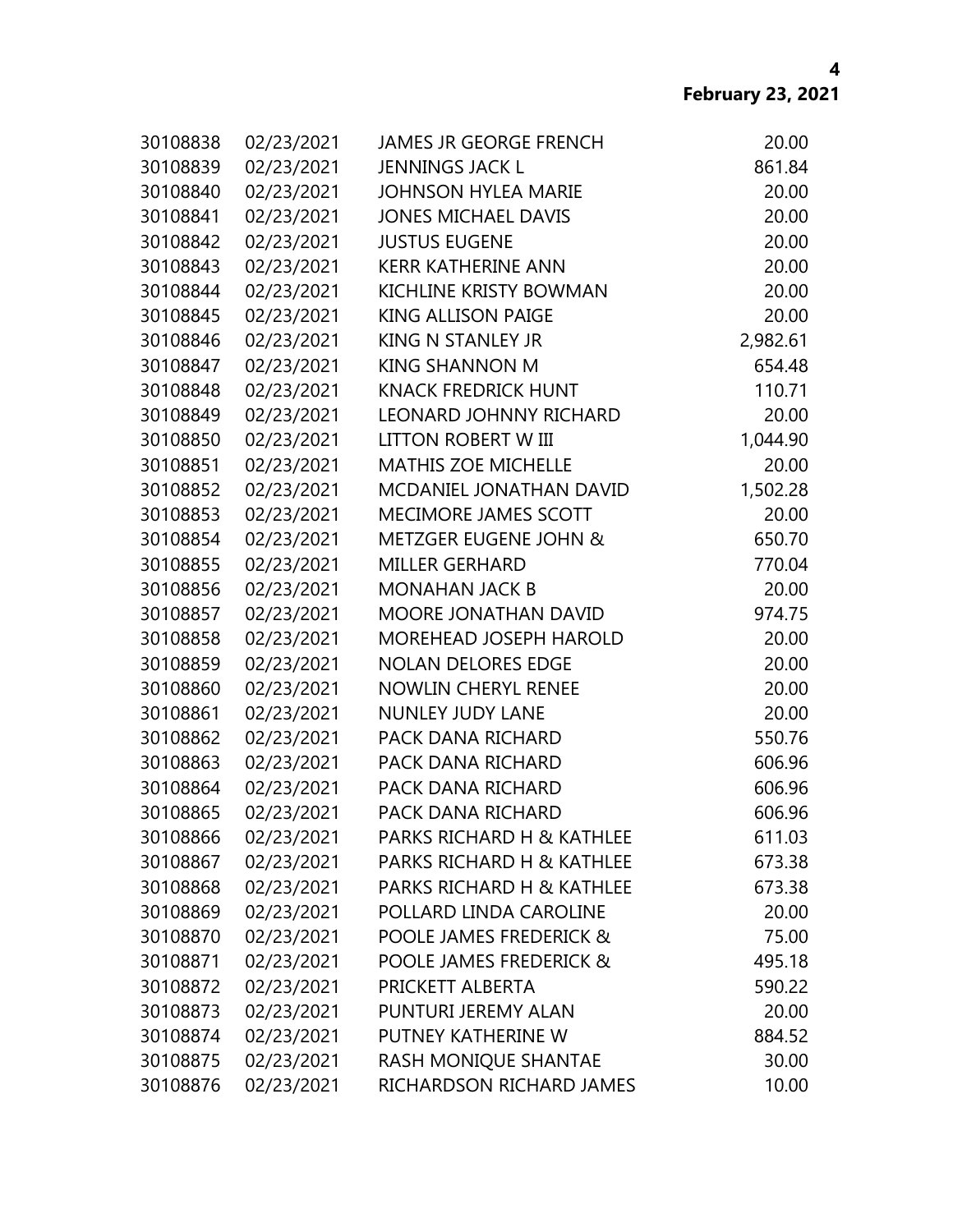| | | | |
|---|---|---|---|
| 30108838 | 02/23/2021 | JAMES JR GEORGE FRENCH | 20.00 |
| 30108839 | 02/23/2021 | JENNINGS JACK L | 861.84 |
| 30108840 | 02/23/2021 | JOHNSON HYLEA MARIE | 20.00 |
| 30108841 | 02/23/2021 | JONES MICHAEL DAVIS | 20.00 |
| 30108842 | 02/23/2021 | JUSTUS EUGENE | 20.00 |
| 30108843 | 02/23/2021 | KERR KATHERINE ANN | 20.00 |
| 30108844 | 02/23/2021 | KICHLINE KRISTY BOWMAN | 20.00 |
| 30108845 | 02/23/2021 | KING ALLISON PAIGE | 20.00 |
| 30108846 | 02/23/2021 | KING N STANLEY JR | 2,982.61 |
| 30108847 | 02/23/2021 | KING SHANNON M | 654.48 |
| 30108848 | 02/23/2021 | KNACK FREDRICK HUNT | 110.71 |
| 30108849 | 02/23/2021 | LEONARD JOHNNY RICHARD | 20.00 |
| 30108850 | 02/23/2021 | LITTON ROBERT W III | 1,044.90 |
| 30108851 | 02/23/2021 | MATHIS ZOE MICHELLE | 20.00 |
| 30108852 | 02/23/2021 | MCDANIEL JONATHAN DAVID | 1,502.28 |
| 30108853 | 02/23/2021 | MECIMORE JAMES SCOTT | 20.00 |
| 30108854 | 02/23/2021 | METZGER EUGENE JOHN & | 650.70 |
| 30108855 | 02/23/2021 | MILLER GERHARD | 770.04 |
| 30108856 | 02/23/2021 | MONAHAN JACK B | 20.00 |
| 30108857 | 02/23/2021 | MOORE JONATHAN DAVID | 974.75 |
| 30108858 | 02/23/2021 | MOREHEAD JOSEPH HAROLD | 20.00 |
| 30108859 | 02/23/2021 | NOLAN DELORES EDGE | 20.00 |
| 30108860 | 02/23/2021 | NOWLIN CHERYL RENEE | 20.00 |
| 30108861 | 02/23/2021 | NUNLEY JUDY LANE | 20.00 |
| 30108862 | 02/23/2021 | PACK DANA RICHARD | 550.76 |
| 30108863 | 02/23/2021 | PACK DANA RICHARD | 606.96 |
| 30108864 | 02/23/2021 | PACK DANA RICHARD | 606.96 |
| 30108865 | 02/23/2021 | PACK DANA RICHARD | 606.96 |
| 30108866 | 02/23/2021 | PARKS RICHARD H & KATHLEE | 611.03 |
| 30108867 | 02/23/2021 | PARKS RICHARD H & KATHLEE | 673.38 |
| 30108868 | 02/23/2021 | PARKS RICHARD H & KATHLEE | 673.38 |
| 30108869 | 02/23/2021 | POLLARD LINDA CAROLINE | 20.00 |
| 30108870 | 02/23/2021 | POOLE JAMES FREDERICK & | 75.00 |
| 30108871 | 02/23/2021 | POOLE JAMES FREDERICK & | 495.18 |
| 30108872 | 02/23/2021 | PRICKETT ALBERTA | 590.22 |
| 30108873 | 02/23/2021 | PUNTURI JEREMY ALAN | 20.00 |
| 30108874 | 02/23/2021 | PUTNEY KATHERINE W | 884.52 |
| 30108875 | 02/23/2021 | RASH MONIQUE SHANTAE | 30.00 |
| 30108876 | 02/23/2021 | RICHARDSON RICHARD JAMES | 10.00 |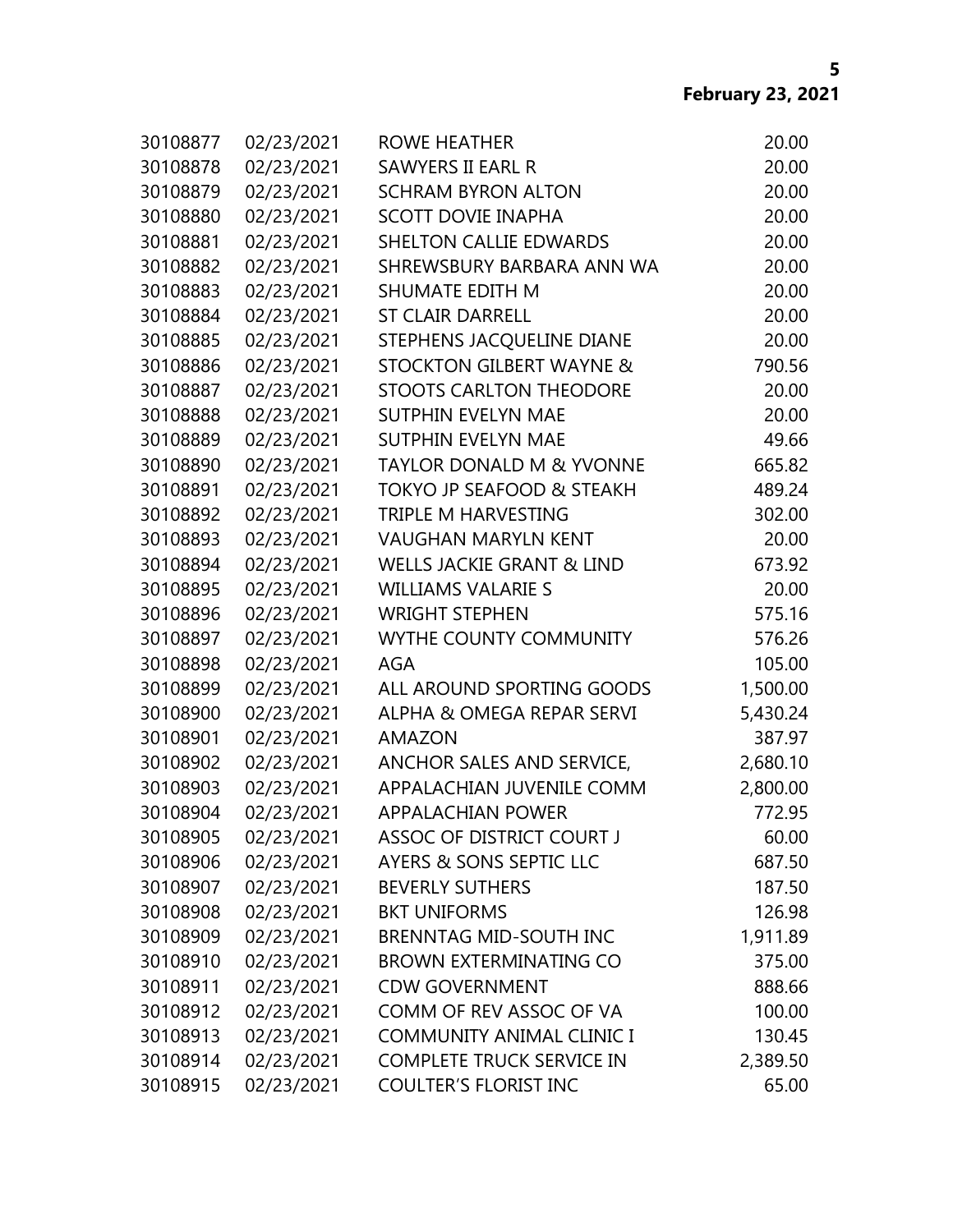| Check No. | Date | Vendor | Amount |
|---|---|---|---|
| 30108877 | 02/23/2021 | ROWE HEATHER | 20.00 |
| 30108878 | 02/23/2021 | SAWYERS II EARL R | 20.00 |
| 30108879 | 02/23/2021 | SCHRAM BYRON ALTON | 20.00 |
| 30108880 | 02/23/2021 | SCOTT DOVIE INAPHA | 20.00 |
| 30108881 | 02/23/2021 | SHELTON CALLIE EDWARDS | 20.00 |
| 30108882 | 02/23/2021 | SHREWSBURY BARBARA ANN WA | 20.00 |
| 30108883 | 02/23/2021 | SHUMATE EDITH M | 20.00 |
| 30108884 | 02/23/2021 | ST CLAIR DARRELL | 20.00 |
| 30108885 | 02/23/2021 | STEPHENS JACQUELINE DIANE | 20.00 |
| 30108886 | 02/23/2021 | STOCKTON GILBERT WAYNE & | 790.56 |
| 30108887 | 02/23/2021 | STOOTS CARLTON THEODORE | 20.00 |
| 30108888 | 02/23/2021 | SUTPHIN EVELYN MAE | 20.00 |
| 30108889 | 02/23/2021 | SUTPHIN EVELYN MAE | 49.66 |
| 30108890 | 02/23/2021 | TAYLOR DONALD M & YVONNE | 665.82 |
| 30108891 | 02/23/2021 | TOKYO JP SEAFOOD & STEAKH | 489.24 |
| 30108892 | 02/23/2021 | TRIPLE M HARVESTING | 302.00 |
| 30108893 | 02/23/2021 | VAUGHAN MARYLN KENT | 20.00 |
| 30108894 | 02/23/2021 | WELLS JACKIE GRANT & LIND | 673.92 |
| 30108895 | 02/23/2021 | WILLIAMS VALARIE S | 20.00 |
| 30108896 | 02/23/2021 | WRIGHT STEPHEN | 575.16 |
| 30108897 | 02/23/2021 | WYTHE COUNTY COMMUNITY | 576.26 |
| 30108898 | 02/23/2021 | AGA | 105.00 |
| 30108899 | 02/23/2021 | ALL AROUND SPORTING GOODS | 1,500.00 |
| 30108900 | 02/23/2021 | ALPHA & OMEGA REPAR SERVI | 5,430.24 |
| 30108901 | 02/23/2021 | AMAZON | 387.97 |
| 30108902 | 02/23/2021 | ANCHOR SALES AND SERVICE, | 2,680.10 |
| 30108903 | 02/23/2021 | APPALACHIAN JUVENILE COMM | 2,800.00 |
| 30108904 | 02/23/2021 | APPALACHIAN POWER | 772.95 |
| 30108905 | 02/23/2021 | ASSOC OF DISTRICT COURT J | 60.00 |
| 30108906 | 02/23/2021 | AYERS & SONS SEPTIC LLC | 687.50 |
| 30108907 | 02/23/2021 | BEVERLY SUTHERS | 187.50 |
| 30108908 | 02/23/2021 | BKT UNIFORMS | 126.98 |
| 30108909 | 02/23/2021 | BRENNTAG MID-SOUTH INC | 1,911.89 |
| 30108910 | 02/23/2021 | BROWN EXTERMINATING CO | 375.00 |
| 30108911 | 02/23/2021 | CDW GOVERNMENT | 888.66 |
| 30108912 | 02/23/2021 | COMM OF REV ASSOC OF VA | 100.00 |
| 30108913 | 02/23/2021 | COMMUNITY ANIMAL CLINIC I | 130.45 |
| 30108914 | 02/23/2021 | COMPLETE TRUCK SERVICE IN | 2,389.50 |
| 30108915 | 02/23/2021 | COULTER'S FLORIST INC | 65.00 |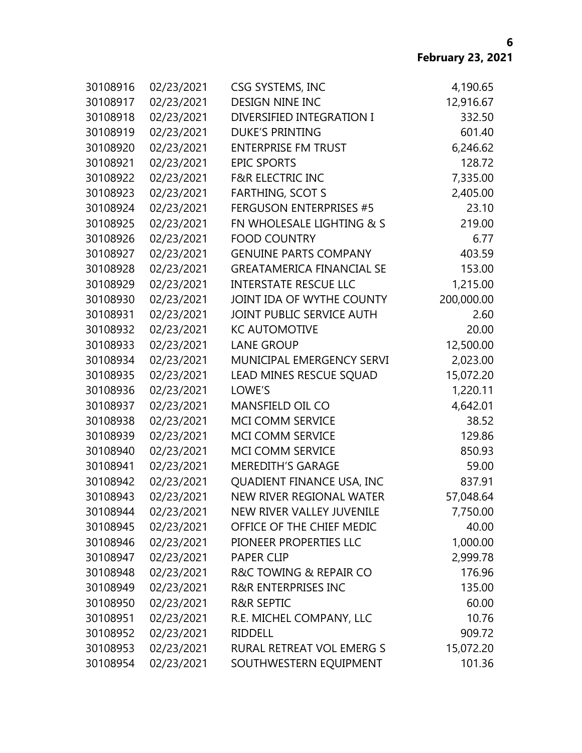| | | | |
|---|---|---|---|
| 30108916 | 02/23/2021 | CSG SYSTEMS, INC | 4,190.65 |
| 30108917 | 02/23/2021 | DESIGN NINE INC | 12,916.67 |
| 30108918 | 02/23/2021 | DIVERSIFIED INTEGRATION I | 332.50 |
| 30108919 | 02/23/2021 | DUKE'S PRINTING | 601.40 |
| 30108920 | 02/23/2021 | ENTERPRISE FM TRUST | 6,246.62 |
| 30108921 | 02/23/2021 | EPIC SPORTS | 128.72 |
| 30108922 | 02/23/2021 | F&R ELECTRIC INC | 7,335.00 |
| 30108923 | 02/23/2021 | FARTHING, SCOT S | 2,405.00 |
| 30108924 | 02/23/2021 | FERGUSON ENTERPRISES #5 | 23.10 |
| 30108925 | 02/23/2021 | FN WHOLESALE LIGHTING & S | 219.00 |
| 30108926 | 02/23/2021 | FOOD COUNTRY | 6.77 |
| 30108927 | 02/23/2021 | GENUINE PARTS COMPANY | 403.59 |
| 30108928 | 02/23/2021 | GREATAMERICA FINANCIAL SE | 153.00 |
| 30108929 | 02/23/2021 | INTERSTATE RESCUE LLC | 1,215.00 |
| 30108930 | 02/23/2021 | JOINT IDA OF WYTHE COUNTY | 200,000.00 |
| 30108931 | 02/23/2021 | JOINT PUBLIC SERVICE AUTH | 2.60 |
| 30108932 | 02/23/2021 | KC AUTOMOTIVE | 20.00 |
| 30108933 | 02/23/2021 | LANE GROUP | 12,500.00 |
| 30108934 | 02/23/2021 | MUNICIPAL EMERGENCY SERVI | 2,023.00 |
| 30108935 | 02/23/2021 | LEAD MINES RESCUE SQUAD | 15,072.20 |
| 30108936 | 02/23/2021 | LOWE'S | 1,220.11 |
| 30108937 | 02/23/2021 | MANSFIELD OIL CO | 4,642.01 |
| 30108938 | 02/23/2021 | MCI COMM SERVICE | 38.52 |
| 30108939 | 02/23/2021 | MCI COMM SERVICE | 129.86 |
| 30108940 | 02/23/2021 | MCI COMM SERVICE | 850.93 |
| 30108941 | 02/23/2021 | MEREDITH'S GARAGE | 59.00 |
| 30108942 | 02/23/2021 | QUADIENT FINANCE USA, INC | 837.91 |
| 30108943 | 02/23/2021 | NEW RIVER REGIONAL WATER | 57,048.64 |
| 30108944 | 02/23/2021 | NEW RIVER VALLEY JUVENILE | 7,750.00 |
| 30108945 | 02/23/2021 | OFFICE OF THE CHIEF MEDIC | 40.00 |
| 30108946 | 02/23/2021 | PIONEER PROPERTIES LLC | 1,000.00 |
| 30108947 | 02/23/2021 | PAPER CLIP | 2,999.78 |
| 30108948 | 02/23/2021 | R&C TOWING & REPAIR CO | 176.96 |
| 30108949 | 02/23/2021 | R&R ENTERPRISES INC | 135.00 |
| 30108950 | 02/23/2021 | R&R SEPTIC | 60.00 |
| 30108951 | 02/23/2021 | R.E. MICHEL COMPANY, LLC | 10.76 |
| 30108952 | 02/23/2021 | RIDDELL | 909.72 |
| 30108953 | 02/23/2021 | RURAL RETREAT VOL EMERG S | 15,072.20 |
| 30108954 | 02/23/2021 | SOUTHWESTERN EQUIPMENT | 101.36 |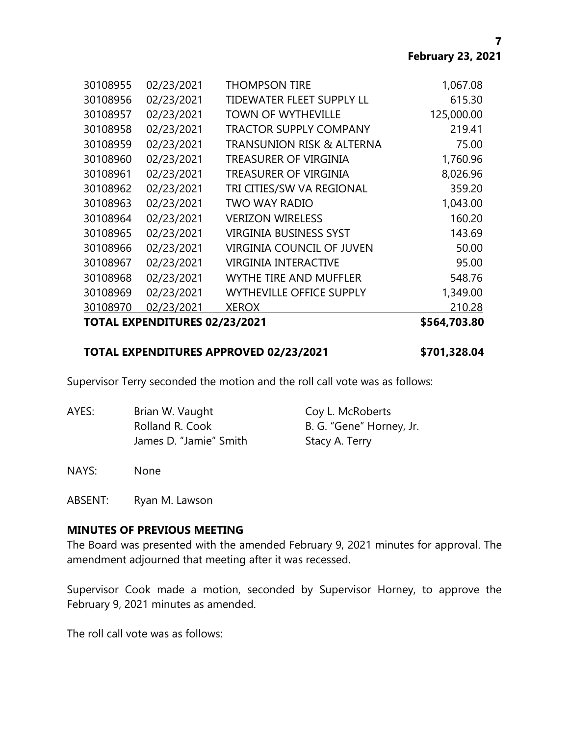| | | | |
|---|---|---|---|
| 30108955 | 02/23/2021 | THOMPSON TIRE | 1,067.08 |
| 30108956 | 02/23/2021 | TIDEWATER FLEET SUPPLY LL | 615.30 |
| 30108957 | 02/23/2021 | TOWN OF WYTHEVILLE | 125,000.00 |
| 30108958 | 02/23/2021 | TRACTOR SUPPLY COMPANY | 219.41 |
| 30108959 | 02/23/2021 | TRANSUNION RISK & ALTERNA | 75.00 |
| 30108960 | 02/23/2021 | TREASURER OF VIRGINIA | 1,760.96 |
| 30108961 | 02/23/2021 | TREASURER OF VIRGINIA | 8,026.96 |
| 30108962 | 02/23/2021 | TRI CITIES/SW VA REGIONAL | 359.20 |
| 30108963 | 02/23/2021 | TWO WAY RADIO | 1,043.00 |
| 30108964 | 02/23/2021 | VERIZON WIRELESS | 160.20 |
| 30108965 | 02/23/2021 | VIRGINIA BUSINESS SYST | 143.69 |
| 30108966 | 02/23/2021 | VIRGINIA COUNCIL OF JUVEN | 50.00 |
| 30108967 | 02/23/2021 | VIRGINIA INTERACTIVE | 95.00 |
| 30108968 | 02/23/2021 | WYTHE TIRE AND MUFFLER | 548.76 |
| 30108969 | 02/23/2021 | WYTHEVILLE OFFICE SUPPLY | 1,349.00 |
| 30108970 | 02/23/2021 | XEROX | 210.28 |
| **TOTAL EXPENDITURES 02/23/2021** | | | **$564,703.80** |

**TOTAL EXPENDITURES APPROVED 02/23/2021 $701,328.04**

Supervisor Terry seconded the motion and the roll call vote was as follows:

AYES: Brian W. Vaught, Coy L. McRoberts, Rolland R. Cook, B. G. "Gene" Horney, Jr., James D. "Jamie" Smith, Stacy A. Terry

NAYS: None

ABSENT: Ryan M. Lawson

## MINUTES OF PREVIOUS MEETING

The Board was presented with the amended February 9, 2021 minutes for approval. The amendment adjourned that meeting after it was recessed.

Supervisor Cook made a motion, seconded by Supervisor Horney, to approve the February 9, 2021 minutes as amended.

The roll call vote was as follows: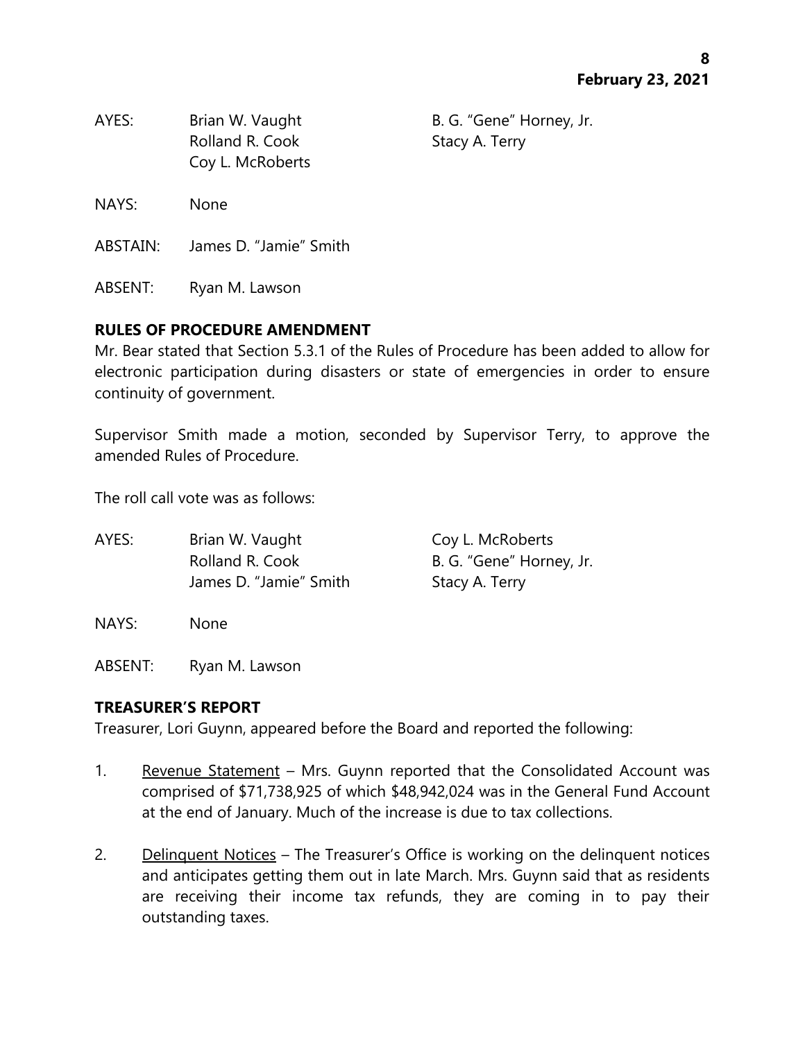AYES: Brian W. Vaught, Rolland R. Cook, Coy L. McRoberts, B. G. "Gene" Horney, Jr., Stacy A. Terry

NAYS: None

ABSTAIN: James D. "Jamie" Smith

ABSENT: Ryan M. Lawson

**RULES OF PROCEDURE AMENDMENT**

Mr. Bear stated that Section 5.3.1 of the Rules of Procedure has been added to allow for electronic participation during disasters or state of emergencies in order to ensure continuity of government.

Supervisor Smith made a motion, seconded by Supervisor Terry, to approve the amended Rules of Procedure.

The roll call vote was as follows:

AYES: Brian W. Vaught, Rolland R. Cook, James D. "Jamie" Smith, Coy L. McRoberts, B. G. "Gene" Horney, Jr., Stacy A. Terry

NAYS: None

ABSENT: Ryan M. Lawson

**TREASURER'S REPORT**

Treasurer, Lori Guynn, appeared before the Board and reported the following:

1. Revenue Statement – Mrs. Guynn reported that the Consolidated Account was comprised of $71,738,925 of which $48,942,024 was in the General Fund Account at the end of January. Much of the increase is due to tax collections.

2. Delinquent Notices – The Treasurer's Office is working on the delinquent notices and anticipates getting them out in late March. Mrs. Guynn said that as residents are receiving their income tax refunds, they are coming in to pay their outstanding taxes.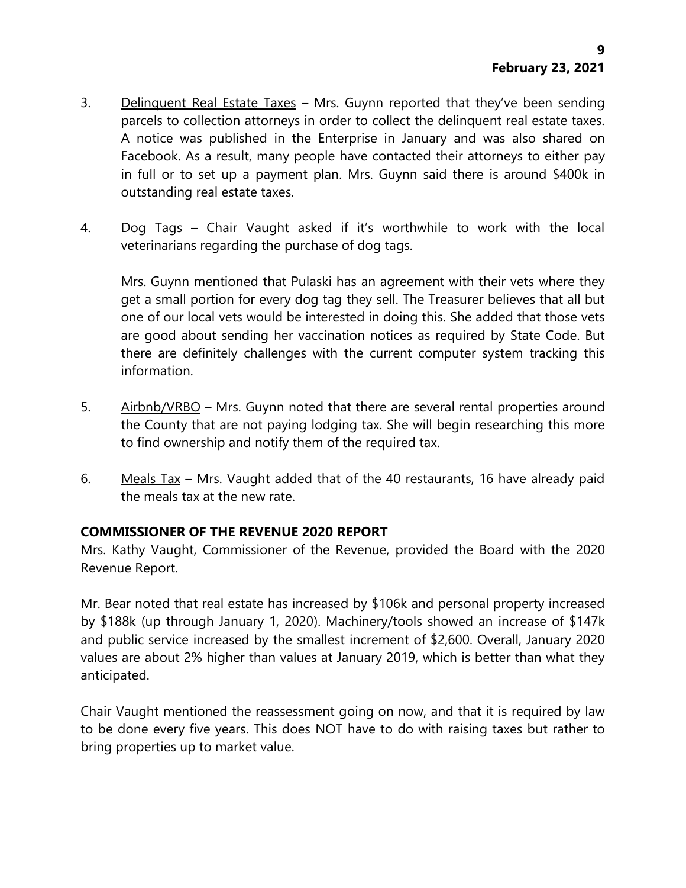3. Delinquent Real Estate Taxes – Mrs. Guynn reported that they've been sending parcels to collection attorneys in order to collect the delinquent real estate taxes. A notice was published in the Enterprise in January and was also shared on Facebook. As a result, many people have contacted their attorneys to either pay in full or to set up a payment plan. Mrs. Guynn said there is around $400k in outstanding real estate taxes.

4. Dog Tags – Chair Vaught asked if it's worthwhile to work with the local veterinarians regarding the purchase of dog tags.

   Mrs. Guynn mentioned that Pulaski has an agreement with their vets where they get a small portion for every dog tag they sell. The Treasurer believes that all but one of our local vets would be interested in doing this. She added that those vets are good about sending her vaccination notices as required by State Code. But there are definitely challenges with the current computer system tracking this information.

5. Airbnb/VRBO – Mrs. Guynn noted that there are several rental properties around the County that are not paying lodging tax. She will begin researching this more to find ownership and notify them of the required tax.

6. Meals Tax – Mrs. Vaught added that of the 40 restaurants, 16 have already paid the meals tax at the new rate.

**COMMISSIONER OF THE REVENUE 2020 REPORT**

Mrs. Kathy Vaught, Commissioner of the Revenue, provided the Board with the 2020 Revenue Report.

Mr. Bear noted that real estate has increased by $106k and personal property increased by $188k (up through January 1, 2020). Machinery/tools showed an increase of $147k and public service increased by the smallest increment of $2,600. Overall, January 2020 values are about 2% higher than values at January 2019, which is better than what they anticipated.

Chair Vaught mentioned the reassessment going on now, and that it is required by law to be done every five years. This does NOT have to do with raising taxes but rather to bring properties up to market value.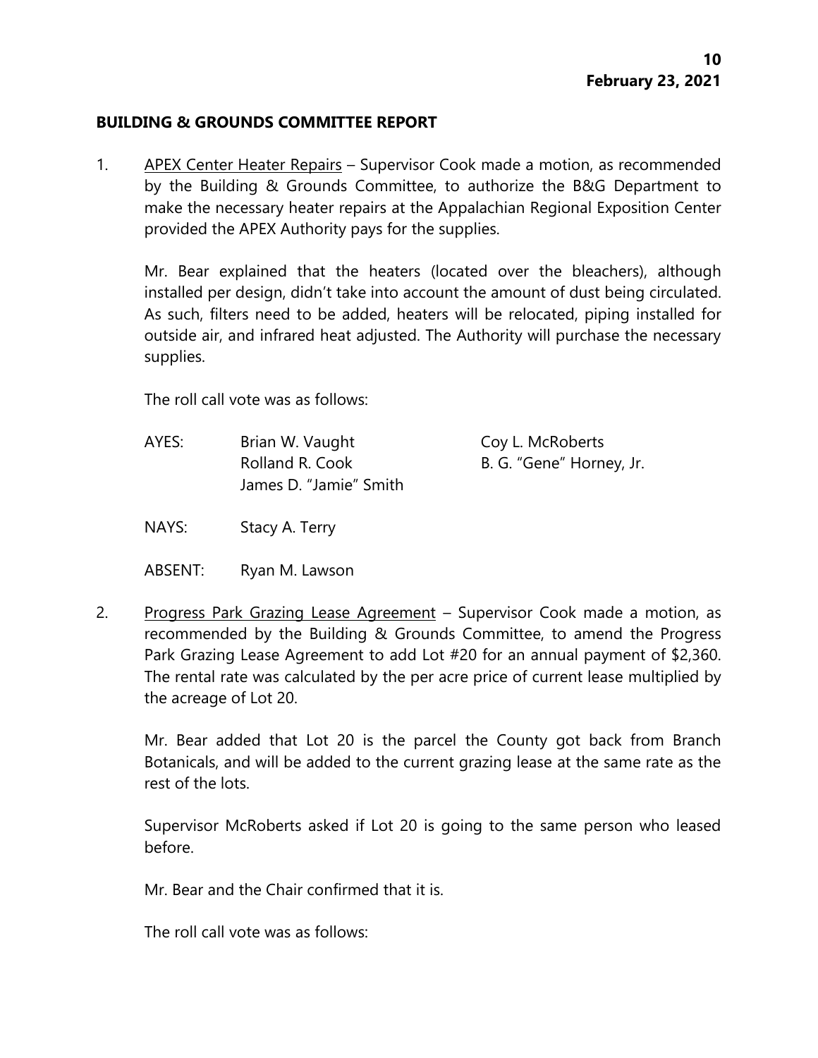## BUILDING & GROUNDS COMMITTEE REPORT

1. APEX Center Heater Repairs – Supervisor Cook made a motion, as recommended by the Building & Grounds Committee, to authorize the B&G Department to make the necessary heater repairs at the Appalachian Regional Exposition Center provided the APEX Authority pays for the supplies.

   Mr. Bear explained that the heaters (located over the bleachers), although installed per design, didn't take into account the amount of dust being circulated. As such, filters need to be added, heaters will be relocated, piping installed for outside air, and infrared heat adjusted. The Authority will purchase the necessary supplies.

   The roll call vote was as follows:

   AYES: Brian W. Vaught, Coy L. McRoberts, Rolland R. Cook, B. G. "Gene" Horney, Jr., James D. "Jamie" Smith

   NAYS: Stacy A. Terry

   ABSENT: Ryan M. Lawson

2. Progress Park Grazing Lease Agreement – Supervisor Cook made a motion, as recommended by the Building & Grounds Committee, to amend the Progress Park Grazing Lease Agreement to add Lot #20 for an annual payment of $2,360. The rental rate was calculated by the per acre price of current lease multiplied by the acreage of Lot 20.

   Mr. Bear added that Lot 20 is the parcel the County got back from Branch Botanicals, and will be added to the current grazing lease at the same rate as the rest of the lots.

   Supervisor McRoberts asked if Lot 20 is going to the same person who leased before.

   Mr. Bear and the Chair confirmed that it is.

   The roll call vote was as follows: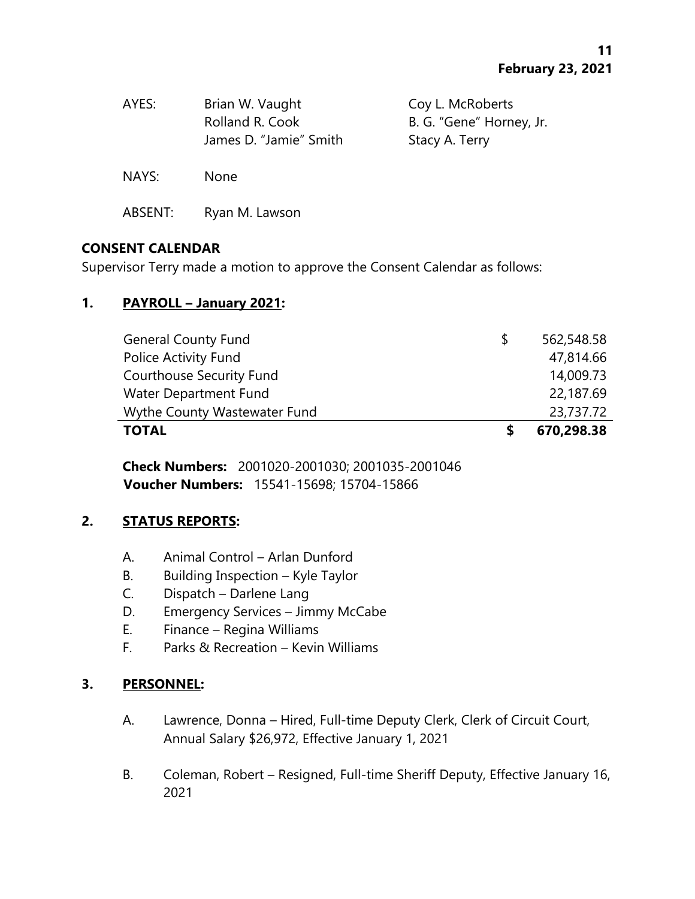| AYES: | Brian W. Vaught | Coy L. McRoberts |
|---|---|---|
| | Rolland R. Cook | B. G. "Gene" Horney, Jr. |
| | James D. "Jamie" Smith | Stacy A. Terry |

NAYS: None

ABSENT: Ryan M. Lawson

**CONSENT CALENDAR**

Supervisor Terry made a motion to approve the Consent Calendar as follows:

**1. PAYROLL – January 2021:**

| | | |
|---|---|---|
| General County Fund | $ | 562,548.58 |
| Police Activity Fund | | 47,814.66 |
| Courthouse Security Fund | | 14,009.73 |
| Water Department Fund | | 22,187.69 |
| Wythe County Wastewater Fund | | 23,737.72 |
| **TOTAL** | **$** | **670,298.38** |

**Check Numbers:** 2001020-2001030; 2001035-2001046
**Voucher Numbers:** 15541-15698; 15704-15866

**2. STATUS REPORTS:**

A. Animal Control – Arlan Dunford
B. Building Inspection – Kyle Taylor
C. Dispatch – Darlene Lang
D. Emergency Services – Jimmy McCabe
E. Finance – Regina Williams
F. Parks & Recreation – Kevin Williams

**3. PERSONNEL:**

A. Lawrence, Donna – Hired, Full-time Deputy Clerk, Clerk of Circuit Court, Annual Salary $26,972, Effective January 1, 2021

B. Coleman, Robert – Resigned, Full-time Sheriff Deputy, Effective January 16, 2021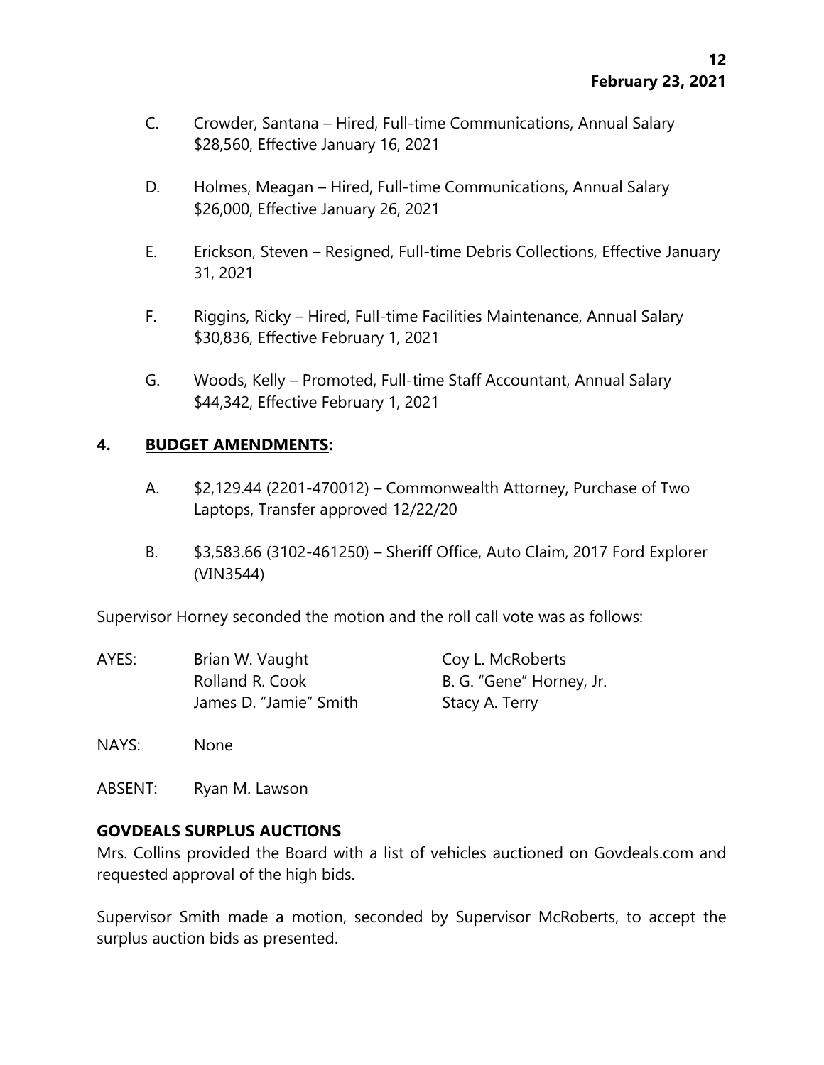C. Crowder, Santana – Hired, Full-time Communications, Annual Salary $28,560, Effective January 16, 2021

D. Holmes, Meagan – Hired, Full-time Communications, Annual Salary $26,000, Effective January 26, 2021

E. Erickson, Steven – Resigned, Full-time Debris Collections, Effective January 31, 2021

F. Riggins, Ricky – Hired, Full-time Facilities Maintenance, Annual Salary $30,836, Effective February 1, 2021

G. Woods, Kelly – Promoted, Full-time Staff Accountant, Annual Salary $44,342, Effective February 1, 2021

**4. <u>BUDGET AMENDMENTS</u>:**

A. $2,129.44 (2201-470012) – Commonwealth Attorney, Purchase of Two Laptops, Transfer approved 12/22/20

B. $3,583.66 (3102-461250) – Sheriff Office, Auto Claim, 2017 Ford Explorer (VIN3544)

Supervisor Horney seconded the motion and the roll call vote was as follows:

| | | |
|---|---|---|
| AYES: | Brian W. Vaught | Coy L. McRoberts |
| | Rolland R. Cook | B. G. "Gene" Horney, Jr. |
| | James D. "Jamie" Smith | Stacy A. Terry |
| NAYS: | None | |
| ABSENT: | Ryan M. Lawson | |

**GOVDEALS SURPLUS AUCTIONS**

Mrs. Collins provided the Board with a list of vehicles auctioned on Govdeals.com and requested approval of the high bids.

Supervisor Smith made a motion, seconded by Supervisor McRoberts, to accept the surplus auction bids as presented.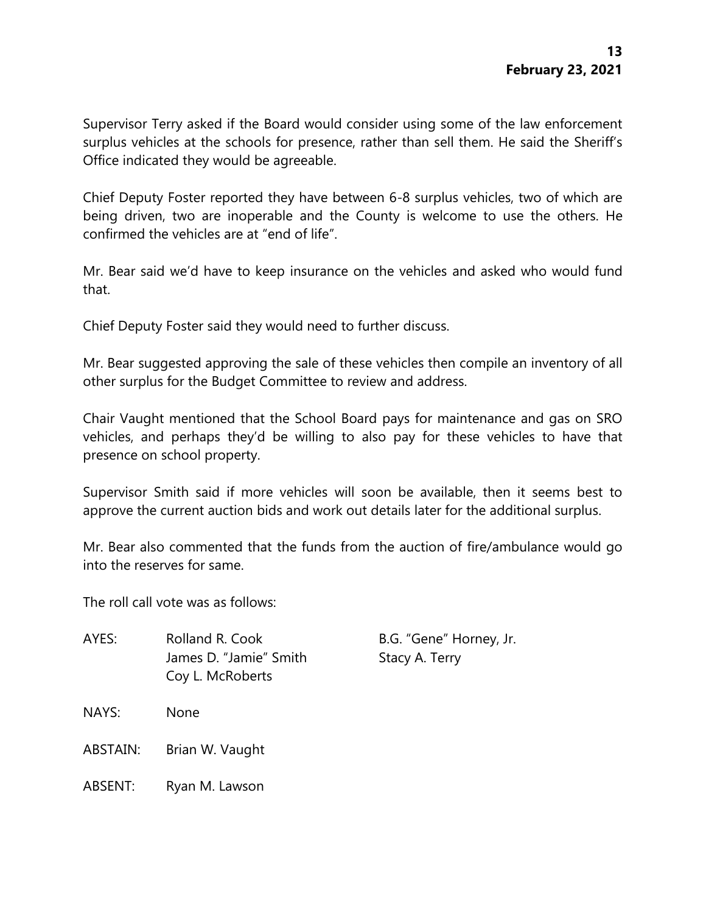Supervisor Terry asked if the Board would consider using some of the law enforcement surplus vehicles at the schools for presence, rather than sell them. He said the Sheriff's Office indicated they would be agreeable.

Chief Deputy Foster reported they have between 6-8 surplus vehicles, two of which are being driven, two are inoperable and the County is welcome to use the others. He confirmed the vehicles are at "end of life".

Mr. Bear said we'd have to keep insurance on the vehicles and asked who would fund that.

Chief Deputy Foster said they would need to further discuss.

Mr. Bear suggested approving the sale of these vehicles then compile an inventory of all other surplus for the Budget Committee to review and address.

Chair Vaught mentioned that the School Board pays for maintenance and gas on SRO vehicles, and perhaps they'd be willing to also pay for these vehicles to have that presence on school property.

Supervisor Smith said if more vehicles will soon be available, then it seems best to approve the current auction bids and work out details later for the additional surplus.

Mr. Bear also commented that the funds from the auction of fire/ambulance would go into the reserves for same.

The roll call vote was as follows:

| | | |
|---|---|---|
| AYES: | Rolland R. Cook | B.G. "Gene" Horney, Jr. |
| | James D. "Jamie" Smith | Stacy A. Terry |
| | Coy L. McRoberts | |
| NAYS: | None | |
| ABSTAIN: | Brian W. Vaught | |
| ABSENT: | Ryan M. Lawson | |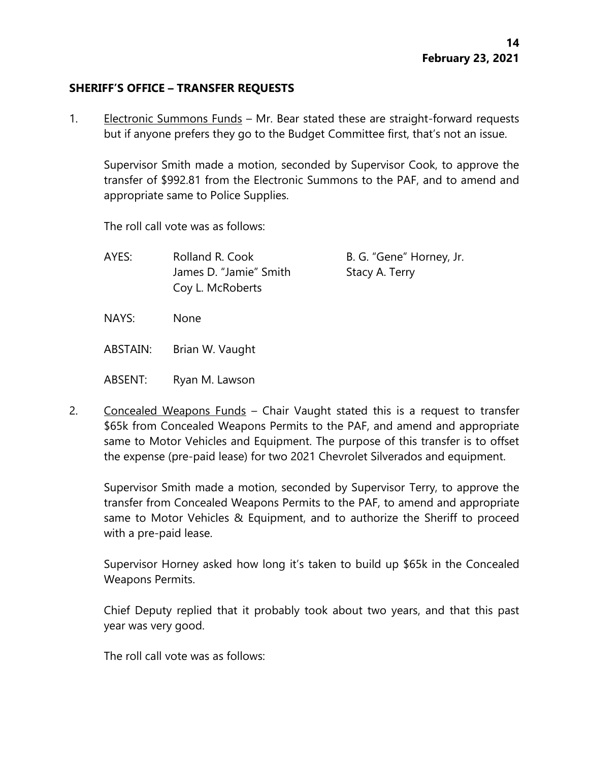## SHERIFF'S OFFICE – TRANSFER REQUESTS

1. Electronic Summons Funds – Mr. Bear stated these are straight-forward requests but if anyone prefers they go to the Budget Committee first, that's not an issue.

   Supervisor Smith made a motion, seconded by Supervisor Cook, to approve the transfer of $992.81 from the Electronic Summons to the PAF, and to amend and appropriate same to Police Supplies.

   The roll call vote was as follows:

   AYES: Rolland R. Cook, James D. "Jamie" Smith, Coy L. McRoberts, B. G. "Gene" Horney, Jr., Stacy A. Terry

   NAYS: None

   ABSTAIN: Brian W. Vaught

   ABSENT: Ryan M. Lawson

2. Concealed Weapons Funds – Chair Vaught stated this is a request to transfer $65k from Concealed Weapons Permits to the PAF, and amend and appropriate same to Motor Vehicles and Equipment. The purpose of this transfer is to offset the expense (pre-paid lease) for two 2021 Chevrolet Silverados and equipment.

   Supervisor Smith made a motion, seconded by Supervisor Terry, to approve the transfer from Concealed Weapons Permits to the PAF, to amend and appropriate same to Motor Vehicles & Equipment, and to authorize the Sheriff to proceed with a pre-paid lease.

   Supervisor Horney asked how long it's taken to build up $65k in the Concealed Weapons Permits.

   Chief Deputy replied that it probably took about two years, and that this past year was very good.

   The roll call vote was as follows: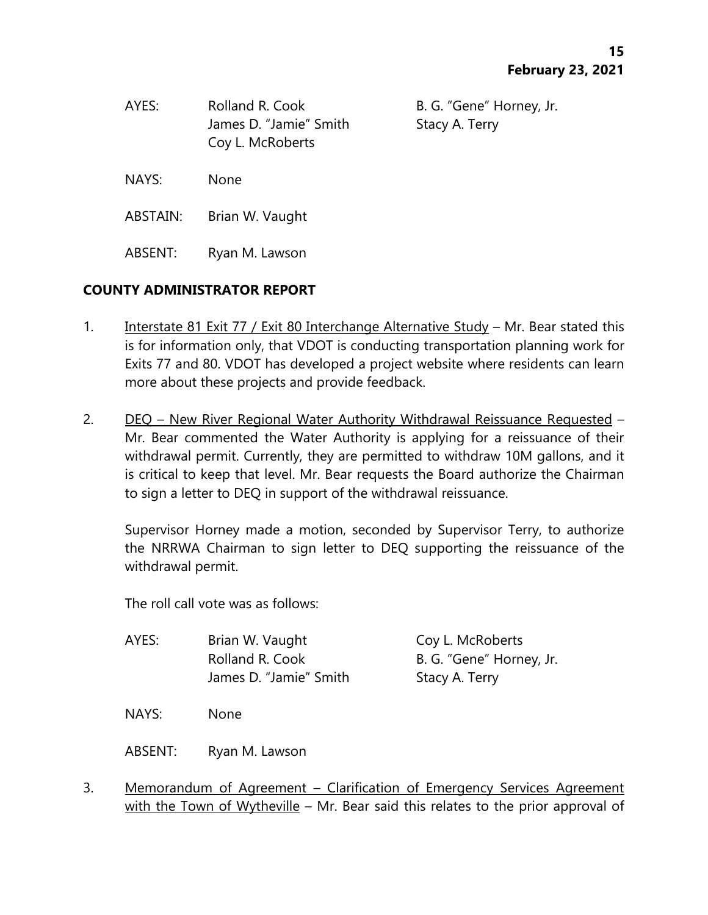AYES: Rolland R. Cook, B. G. "Gene" Horney, Jr., James D. "Jamie" Smith, Stacy A. Terry, Coy L. McRoberts

NAYS: None

ABSTAIN: Brian W. Vaught

ABSENT: Ryan M. Lawson

## COUNTY ADMINISTRATOR REPORT

1. Interstate 81 Exit 77 / Exit 80 Interchange Alternative Study – Mr. Bear stated this is for information only, that VDOT is conducting transportation planning work for Exits 77 and 80. VDOT has developed a project website where residents can learn more about these projects and provide feedback.

2. DEQ – New River Regional Water Authority Withdrawal Reissuance Requested – Mr. Bear commented the Water Authority is applying for a reissuance of their withdrawal permit. Currently, they are permitted to withdraw 10M gallons, and it is critical to keep that level. Mr. Bear requests the Board authorize the Chairman to sign a letter to DEQ in support of the withdrawal reissuance.

   Supervisor Horney made a motion, seconded by Supervisor Terry, to authorize the NRRWA Chairman to sign letter to DEQ supporting the reissuance of the withdrawal permit.

   The roll call vote was as follows:

   AYES: Brian W. Vaught, Coy L. McRoberts, Rolland R. Cook, B. G. "Gene" Horney, Jr., James D. "Jamie" Smith, Stacy A. Terry

   NAYS: None

   ABSENT: Ryan M. Lawson

3. Memorandum of Agreement – Clarification of Emergency Services Agreement with the Town of Wytheville – Mr. Bear said this relates to the prior approval of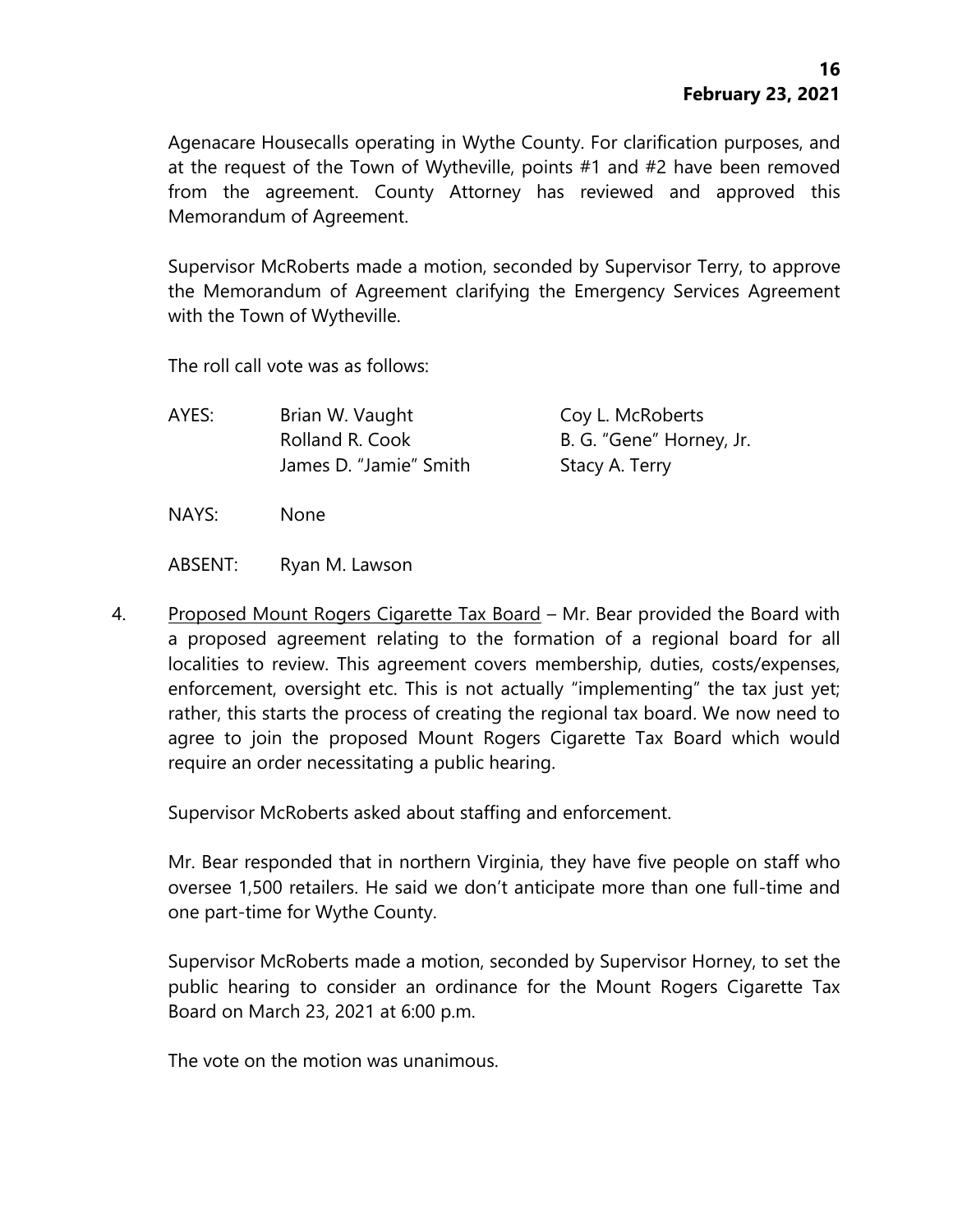Agenacare Housecalls operating in Wythe County. For clarification purposes, and at the request of the Town of Wytheville, points #1 and #2 have been removed from the agreement. County Attorney has reviewed and approved this Memorandum of Agreement.

Supervisor McRoberts made a motion, seconded by Supervisor Terry, to approve the Memorandum of Agreement clarifying the Emergency Services Agreement with the Town of Wytheville.

The roll call vote was as follows:

| | | |
|---|---|---|
| AYES: | Brian W. Vaught | Coy L. McRoberts |
| | Rolland R. Cook | B. G. "Gene" Horney, Jr. |
| | James D. "Jamie" Smith | Stacy A. Terry |
| NAYS: | None | |
| ABSENT: | Ryan M. Lawson | |

4. <u>Proposed Mount Rogers Cigarette Tax Board</u> – Mr. Bear provided the Board with a proposed agreement relating to the formation of a regional board for all localities to review. This agreement covers membership, duties, costs/expenses, enforcement, oversight etc. This is not actually "implementing" the tax just yet; rather, this starts the process of creating the regional tax board. We now need to agree to join the proposed Mount Rogers Cigarette Tax Board which would require an order necessitating a public hearing.

   Supervisor McRoberts asked about staffing and enforcement.

   Mr. Bear responded that in northern Virginia, they have five people on staff who oversee 1,500 retailers. He said we don't anticipate more than one full-time and one part-time for Wythe County.

   Supervisor McRoberts made a motion, seconded by Supervisor Horney, to set the public hearing to consider an ordinance for the Mount Rogers Cigarette Tax Board on March 23, 2021 at 6:00 p.m.

   The vote on the motion was unanimous.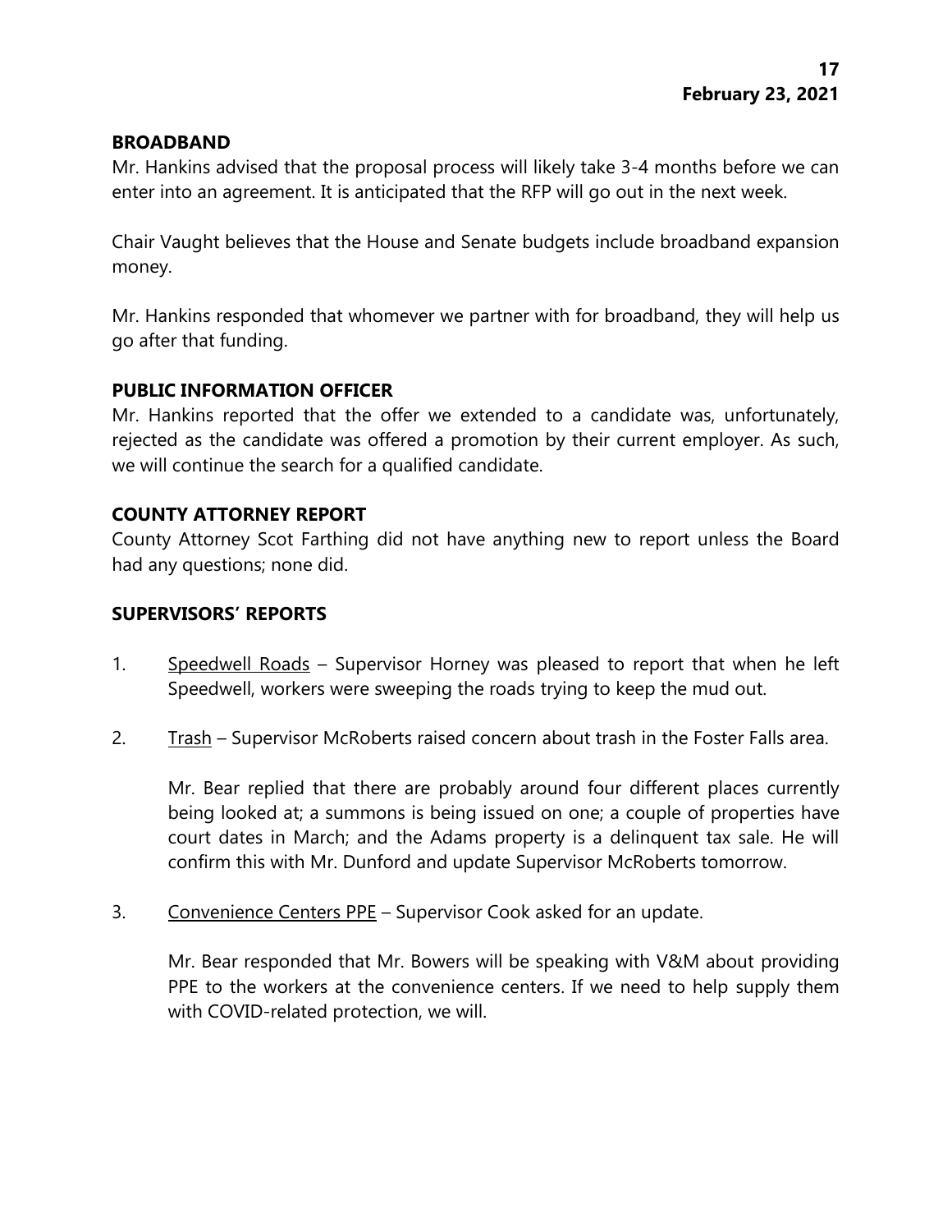## BROADBAND

Mr. Hankins advised that the proposal process will likely take 3-4 months before we can enter into an agreement. It is anticipated that the RFP will go out in the next week.

Chair Vaught believes that the House and Senate budgets include broadband expansion money.

Mr. Hankins responded that whomever we partner with for broadband, they will help us go after that funding.

## PUBLIC INFORMATION OFFICER

Mr. Hankins reported that the offer we extended to a candidate was, unfortunately, rejected as the candidate was offered a promotion by their current employer. As such, we will continue the search for a qualified candidate.

## COUNTY ATTORNEY REPORT

County Attorney Scot Farthing did not have anything new to report unless the Board had any questions; none did.

## SUPERVISORS' REPORTS

1. Speedwell Roads – Supervisor Horney was pleased to report that when he left Speedwell, workers were sweeping the roads trying to keep the mud out.

2. Trash – Supervisor McRoberts raised concern about trash in the Foster Falls area.

   Mr. Bear replied that there are probably around four different places currently being looked at; a summons is being issued on one; a couple of properties have court dates in March; and the Adams property is a delinquent tax sale. He will confirm this with Mr. Dunford and update Supervisor McRoberts tomorrow.

3. Convenience Centers PPE – Supervisor Cook asked for an update.

   Mr. Bear responded that Mr. Bowers will be speaking with V&M about providing PPE to the workers at the convenience centers. If we need to help supply them with COVID-related protection, we will.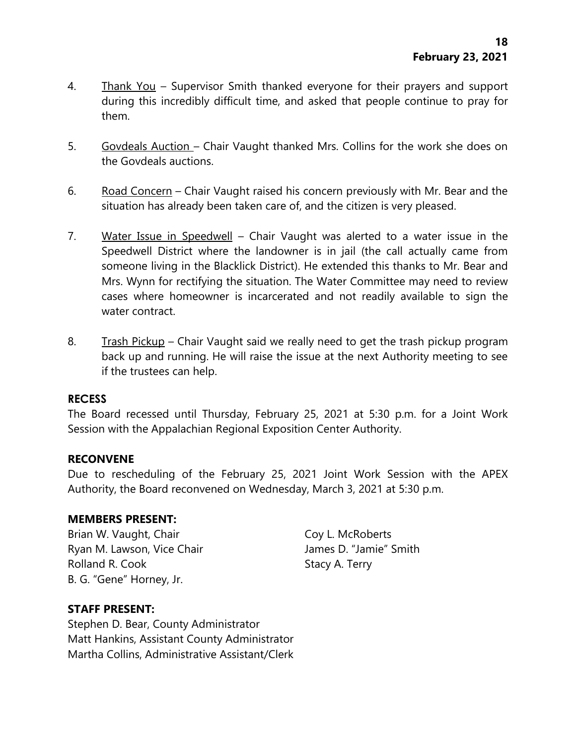4. Thank You – Supervisor Smith thanked everyone for their prayers and support during this incredibly difficult time, and asked that people continue to pray for them.

5. Govdeals Auction – Chair Vaught thanked Mrs. Collins for the work she does on the Govdeals auctions.

6. Road Concern – Chair Vaught raised his concern previously with Mr. Bear and the situation has already been taken care of, and the citizen is very pleased.

7. Water Issue in Speedwell – Chair Vaught was alerted to a water issue in the Speedwell District where the landowner is in jail (the call actually came from someone living in the Blacklick District). He extended this thanks to Mr. Bear and Mrs. Wynn for rectifying the situation. The Water Committee may need to review cases where homeowner is incarcerated and not readily available to sign the water contract.

8. Trash Pickup – Chair Vaught said we really need to get the trash pickup program back up and running. He will raise the issue at the next Authority meeting to see if the trustees can help.

**RECESS**

The Board recessed until Thursday, February 25, 2021 at 5:30 p.m. for a Joint Work Session with the Appalachian Regional Exposition Center Authority.

**RECONVENE**

Due to rescheduling of the February 25, 2021 Joint Work Session with the APEX Authority, the Board reconvened on Wednesday, March 3, 2021 at 5:30 p.m.

**MEMBERS PRESENT:**

Brian W. Vaught, Chair
Ryan M. Lawson, Vice Chair
Rolland R. Cook
B. G. "Gene" Horney, Jr.
Coy L. McRoberts
James D. "Jamie" Smith
Stacy A. Terry

**STAFF PRESENT:**

Stephen D. Bear, County Administrator
Matt Hankins, Assistant County Administrator
Martha Collins, Administrative Assistant/Clerk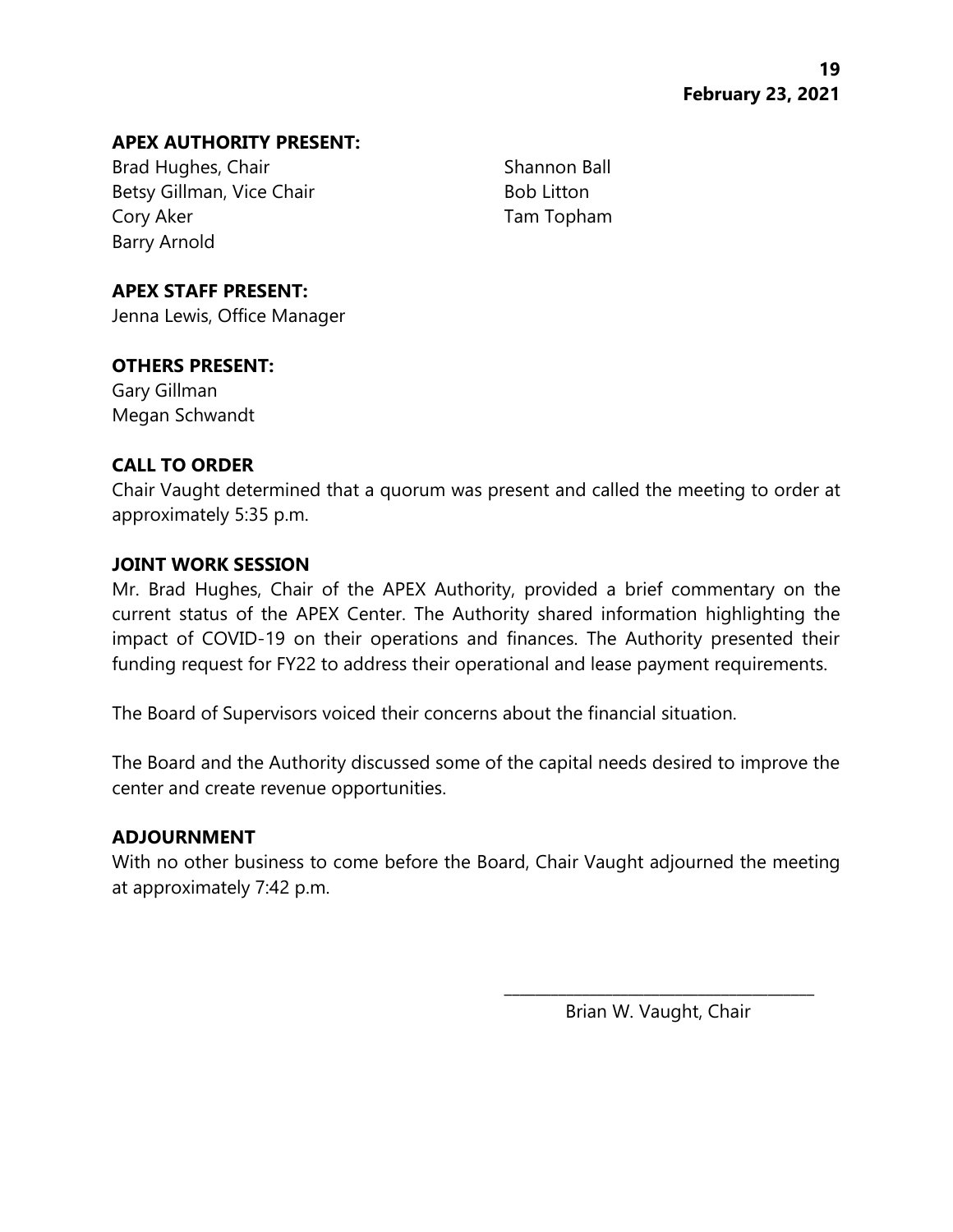February 23, 2021

**APEX AUTHORITY PRESENT:**

Brad Hughes, Chair
Betsy Gillman, Vice Chair
Cory Aker
Barry Arnold
Shannon Ball
Bob Litton
Tam Topham

**APEX STAFF PRESENT:**

Jenna Lewis, Office Manager

**OTHERS PRESENT:**

Gary Gillman
Megan Schwandt

**CALL TO ORDER**

Chair Vaught determined that a quorum was present and called the meeting to order at approximately 5:35 p.m.

**JOINT WORK SESSION**

Mr. Brad Hughes, Chair of the APEX Authority, provided a brief commentary on the current status of the APEX Center. The Authority shared information highlighting the impact of COVID-19 on their operations and finances. The Authority presented their funding request for FY22 to address their operational and lease payment requirements.

The Board of Supervisors voiced their concerns about the financial situation.

The Board and the Authority discussed some of the capital needs desired to improve the center and create revenue opportunities.

**ADJOURNMENT**

With no other business to come before the Board, Chair Vaught adjourned the meeting at approximately 7:42 p.m.

\_\_\_\_\_\_\_\_\_\_\_\_\_\_\_\_\_\_\_\_\_\_\_\_\_\_\_\_\_\_\_\_\_\_\_\_

Brian W. Vaught, Chair